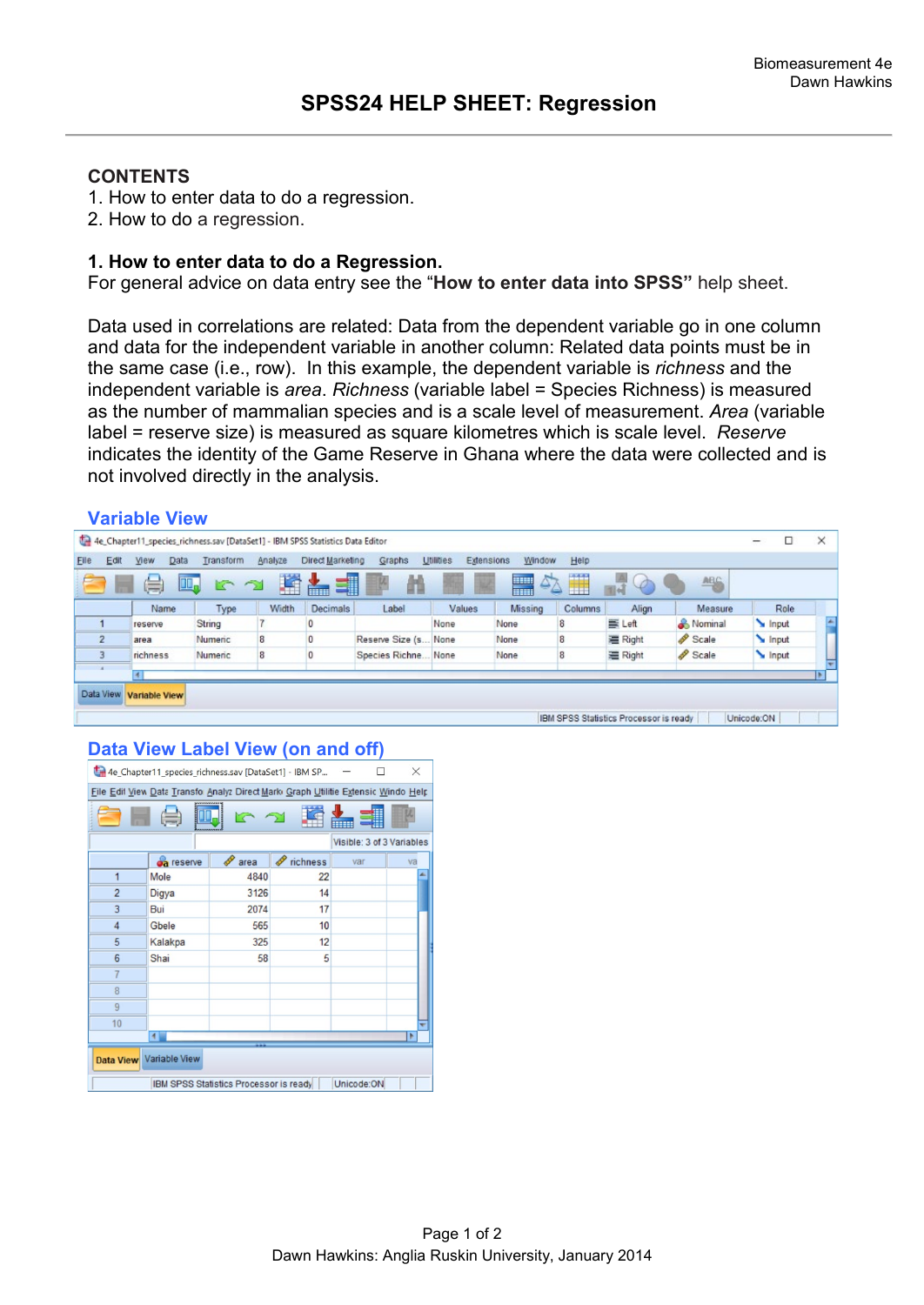Biomeasurement 4e
Dawn Hawkins

# SPSS24 HELP SHEET: Regression

## CONTENTS

1. How to enter data to do a regression.
2. How to do a regression.

## 1. How to enter data to do a Regression.

For general advice on data entry see the “**How to enter data into SPSS”** help sheet.

Data used in correlations are related: Data from the dependent variable go in one column and data for the independent variable in another column: Related data points must be in the same case (i.e., row). In this example, the dependent variable is *richness* and the independent variable is *area*. *Richness* (variable label = Species Richness) is measured as the number of mammalian species and is a scale level of measurement. *Area* (variable label = reserve size) is measured as square kilometres which is scale level. *Reserve* indicates the identity of the Game Reserve in Ghana where the data were collected and is not involved directly in the analysis.

### Variable View

| | Name | Type | Width | Decimals | Label | Values | Missing | Columns | Align | Measure | Role |
|---|---|---|---|---|---|---|---|---|---|---|---|
| 1 | reserve | String | 7 | 0 | | None | None | 8 | Left | Nominal | Input |
| 2 | area | Numeric | 8 | 0 | Reserve Size (s... | None | None | 8 | Right | Scale | Input |
| 3 | richness | Numeric | 8 | 0 | Species Richne... | None | None | 8 | Right | Scale | Input |

### Data View Label View (on and off)

| | reserve | area | richness |
|---|---|---|---|
| 1 | Mole | 4840 | 22 |
| 2 | Digya | 3126 | 14 |
| 3 | Bui | 2074 | 17 |
| 4 | Gbele | 565 | 10 |
| 5 | Kalakpa | 325 | 12 |
| 6 | Shai | 58 | 5 |

Dawn Hawkins: Anglia Ruskin University, January 2014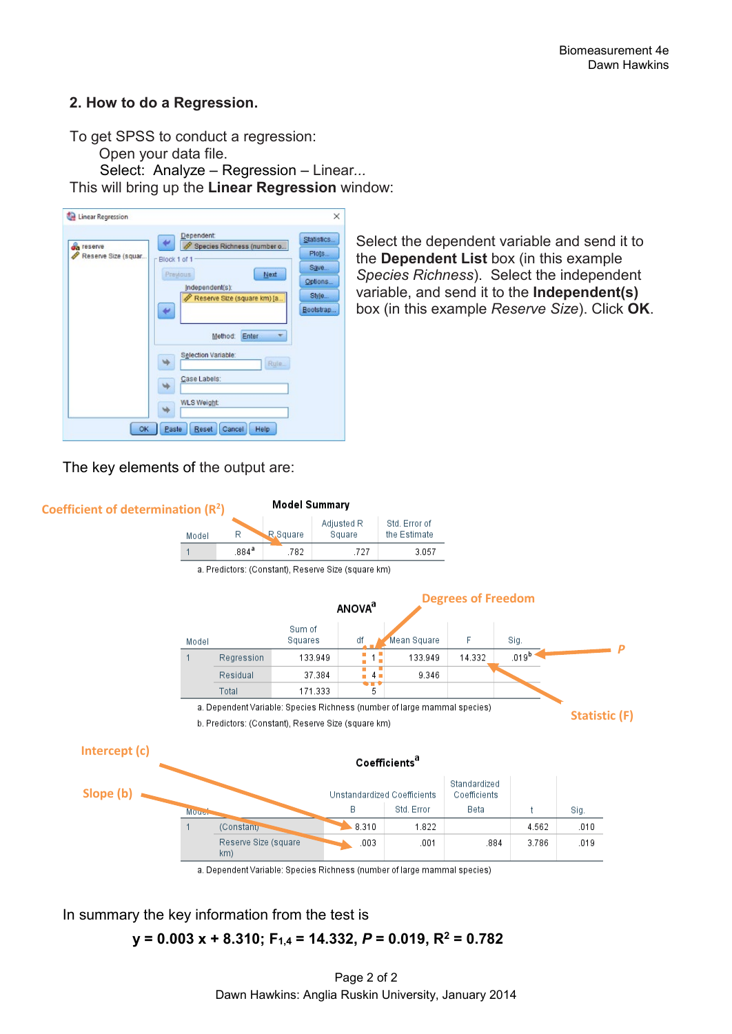## 2. How to do a Regression.

To get SPSS to conduct a regression:

Open your data file.

Select: Analyze – Regression – Linear...

This will bring up the **Linear Regression** window:

Select the dependent variable and send it to the **Dependent List** box (in this example *Species Richness*). Select the independent variable, and send it to the **Independent(s)** box (in this example *Reserve Size*). Click **OK**.

The key elements of the output are:

Coefficient of determination ($R^2$)

**Model Summary**

| Model | R | R Square | Adjusted R Square | Std. Error of the Estimate |
|---|---|---|---|---|
| 1 | .884[a] | .782 | .727 | 3.057 |

a. Predictors: (Constant), Reserve Size (square km)

Degrees of Freedom

**ANOVA[a]**

| Model | | Sum of Squares | df | Mean Square | F | Sig. |
|---|---|---|---|---|---|---|
| 1 | Regression | 133.949 | 1 | 133.949 | 14.332 | .019[b] |
| | Residual | 37.384 | 4 | 9.346 | | |
| | Total | 171.333 | 5 | | | |

a. Dependent Variable: Species Richness (number of large mammal species)

b. Predictors: (Constant), Reserve Size (square km)

*P*

Statistic (F)

Intercept (c)

Slope (b)

**Coefficients[a]**

| Model | | Unstandardized Coefficients | | Standardized Coefficients | t | Sig. |
|---|---|---|---|---|---|---|
| | | B | Std. Error | Beta | | |
| 1 | (Constant) | 8.310 | 1.822 | | 4.562 | .010 |
| | Reserve Size (square km) | .003 | .001 | .884 | 3.786 | .019 |

a. Dependent Variable: Species Richness (number of large mammal species)

In summary the key information from the test is

$$\mathbf{y = 0.003\,x + 8.310;\ F_{1,4} = 14.332,\ \textit{P} = 0.019,\ R^2 = 0.782}$$

Dawn Hawkins: Anglia Ruskin University, January 2014